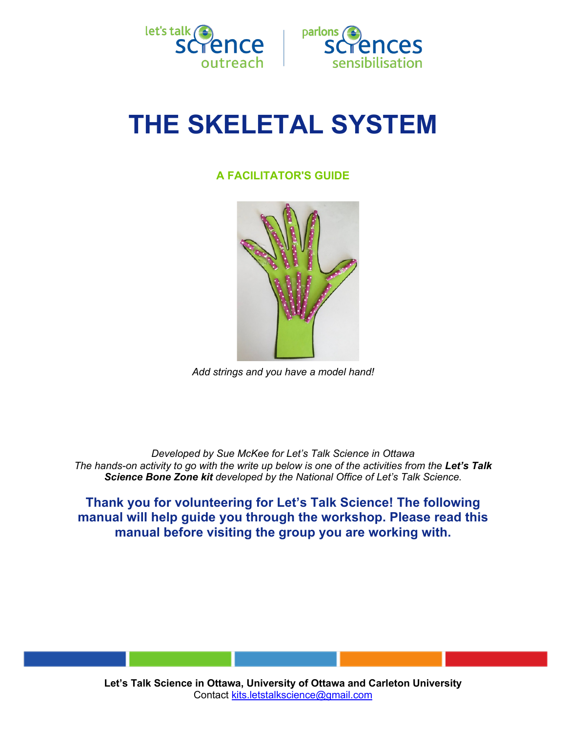# THE SKELETAL SYSTEM

## A FACILITATOR'S GUIDE

*Add strings and you have a model hand!*

*Developed by Sue McKee for Let's Talk Science in Ottawa*
*The hands-on activity to go with the write up below is one of the activities from the* ***Let's Talk Science Bone Zone kit*** *developed by the National Office of Let's Talk Science.*

**Thank you for volunteering for Let's Talk Science! The following manual will help guide you through the workshop. Please read this manual before visiting the group you are working with.**

**Let's Talk Science in Ottawa, University of Ottawa and Carleton University**
Contact kits.letstalkscience@gmail.com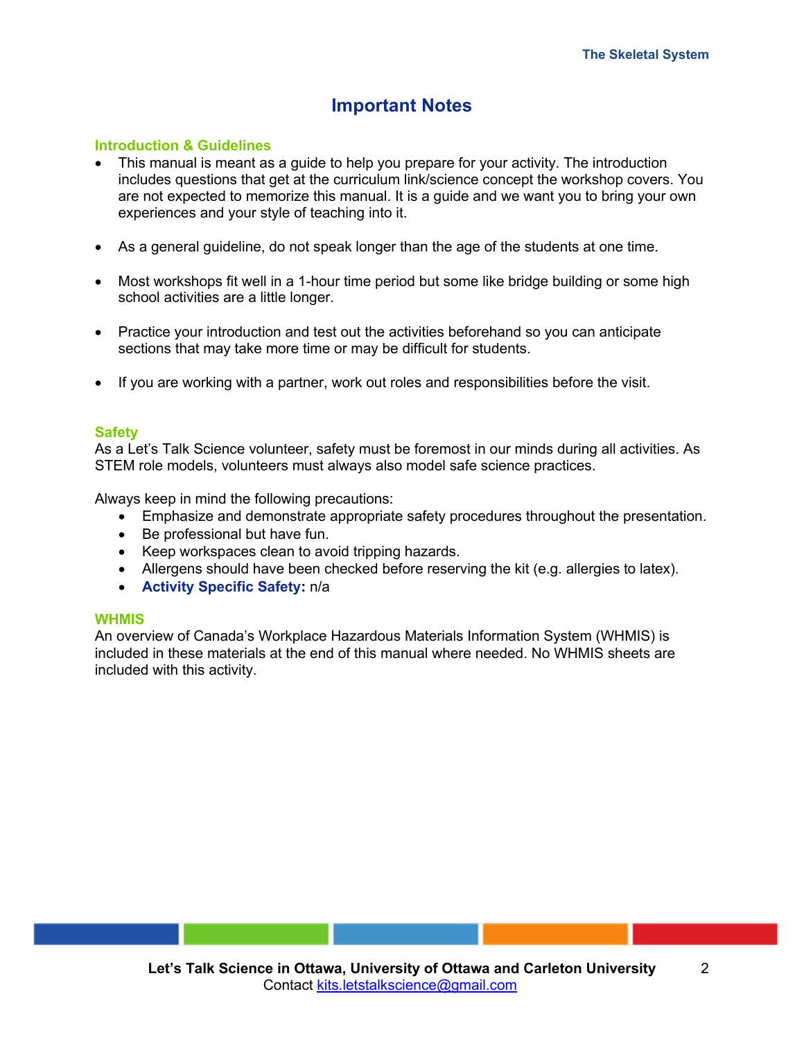# Important Notes

## Introduction & Guidelines

- This manual is meant as a guide to help you prepare for your activity. The introduction includes questions that get at the curriculum link/science concept the workshop covers. You are not expected to memorize this manual. It is a guide and we want you to bring your own experiences and your style of teaching into it.
- As a general guideline, do not speak longer than the age of the students at one time.
- Most workshops fit well in a 1-hour time period but some like bridge building or some high school activities are a little longer.
- Practice your introduction and test out the activities beforehand so you can anticipate sections that may take more time or may be difficult for students.
- If you are working with a partner, work out roles and responsibilities before the visit.

## Safety

As a Let's Talk Science volunteer, safety must be foremost in our minds during all activities. As STEM role models, volunteers must always also model safe science practices.

Always keep in mind the following precautions:

- Emphasize and demonstrate appropriate safety procedures throughout the presentation.
- Be professional but have fun.
- Keep workspaces clean to avoid tripping hazards.
- Allergens should have been checked before reserving the kit (e.g. allergies to latex).
- **Activity Specific Safety:** n/a

## WHMIS

An overview of Canada's Workplace Hazardous Materials Information System (WHMIS) is included in these materials at the end of this manual where needed. No WHMIS sheets are included with this activity.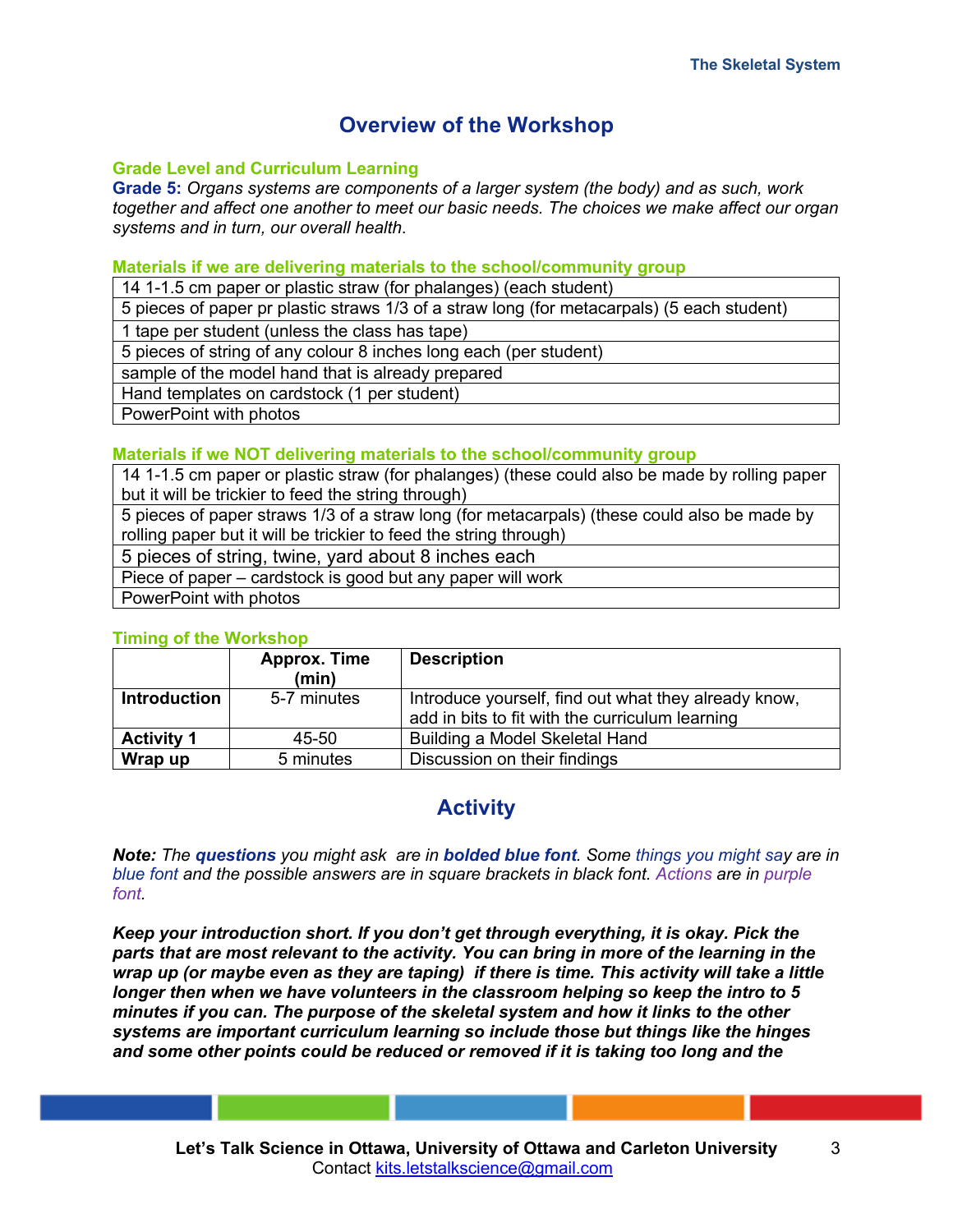## Overview of the Workshop

### Grade Level and Curriculum Learning

**Grade 5:** *Organs systems are components of a larger system (the body) and as such, work together and affect one another to meet our basic needs. The choices we make affect our organ systems and in turn, our overall health.*

### Materials if we are delivering materials to the school/community group

| |
|---|
| 14 1-1.5 cm paper or plastic straw (for phalanges) (each student) |
| 5 pieces of paper pr plastic straws 1/3 of a straw long (for metacarpals) (5 each student) |
| 1 tape per student (unless the class has tape) |
| 5 pieces of string of any colour 8 inches long each (per student) |
| sample of the model hand that is already prepared |
| Hand templates on cardstock (1 per student) |
| PowerPoint with photos |

### Materials if we NOT delivering materials to the school/community group

| |
|---|
| 14 1-1.5 cm paper or plastic straw (for phalanges) (these could also be made by rolling paper but it will be trickier to feed the string through) |
| 5 pieces of paper straws 1/3 of a straw long (for metacarpals) (these could also be made by rolling paper but it will be trickier to feed the string through) |
| 5 pieces of string, twine, yard about 8 inches each |
| Piece of paper – cardstock is good but any paper will work |
| PowerPoint with photos |

### Timing of the Workshop

| | Approx. Time (min) | Description |
|---|---|---|
| **Introduction** | 5-7 minutes | Introduce yourself, find out what they already know, add in bits to fit with the curriculum learning |
| **Activity 1** | 45-50 | Building a Model Skeletal Hand |
| **Wrap up** | 5 minutes | Discussion on their findings |

## Activity

***Note:*** *The **questions** you might ask are in **bolded blue font**. Some things you might say are in blue font and the possible answers are in square brackets in black font. Actions are in purple font.*

***Keep your introduction short. If you don't get through everything, it is okay. Pick the parts that are most relevant to the activity. You can bring in more of the learning in the wrap up (or maybe even as they are taping) if there is time. This activity will take a little longer then when we have volunteers in the classroom helping so keep the intro to 5 minutes if you can. The purpose of the skeletal system and how it links to the other systems are important curriculum learning so include those but things like the hinges and some other points could be reduced or removed if it is taking too long and the***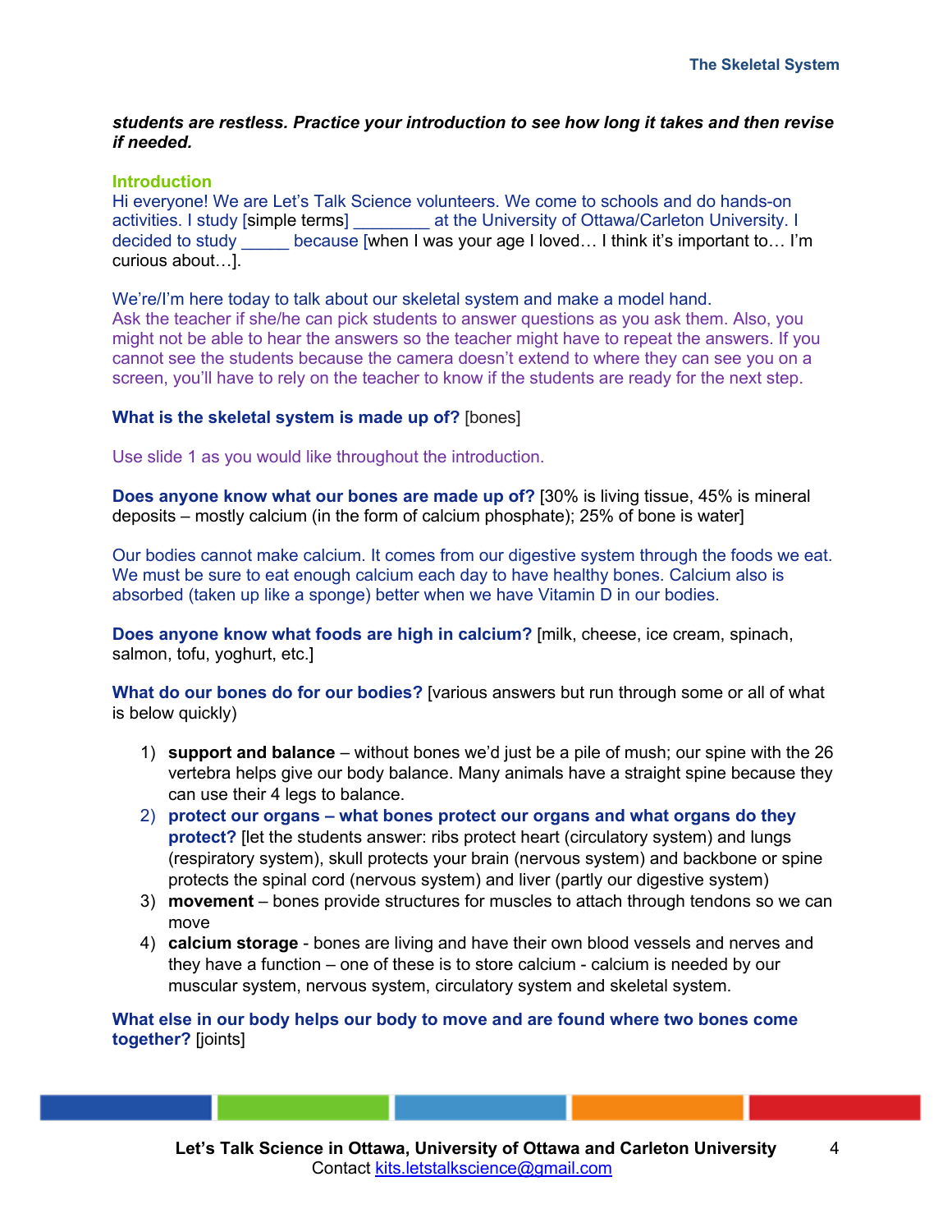***students are restless. Practice your introduction to see how long it takes and then revise if needed.***

### Introduction

Hi everyone! We are Let's Talk Science volunteers. We come to schools and do hands-on activities. I study [simple terms] ________ at the University of Ottawa/Carleton University. I decided to study _____ because [when I was your age I loved… I think it's important to… I'm curious about…].

We're/I'm here today to talk about our skeletal system and make a model hand.
Ask the teacher if she/he can pick students to answer questions as you ask them. Also, you might not be able to hear the answers so the teacher might have to repeat the answers. If you cannot see the students because the camera doesn't extend to where they can see you on a screen, you'll have to rely on the teacher to know if the students are ready for the next step.

**What is the skeletal system is made up of?** [bones]

Use slide 1 as you would like throughout the introduction.

**Does anyone know what our bones are made up of?** [30% is living tissue, 45% is mineral deposits – mostly calcium (in the form of calcium phosphate); 25% of bone is water]

Our bodies cannot make calcium. It comes from our digestive system through the foods we eat. We must be sure to eat enough calcium each day to have healthy bones. Calcium also is absorbed (taken up like a sponge) better when we have Vitamin D in our bodies.

**Does anyone know what foods are high in calcium?** [milk, cheese, ice cream, spinach, salmon, tofu, yoghurt, etc.]

**What do our bones do for our bodies?** [various answers but run through some or all of what is below quickly)

1) **support and balance** – without bones we'd just be a pile of mush; our spine with the 26 vertebra helps give our body balance. Many animals have a straight spine because they can use their 4 legs to balance.
2) **protect our organs – what bones protect our organs and what organs do they protect?** [let the students answer: ribs protect heart (circulatory system) and lungs (respiratory system), skull protects your brain (nervous system) and backbone or spine protects the spinal cord (nervous system) and liver (partly our digestive system)
3) **movement** – bones provide structures for muscles to attach through tendons so we can move
4) **calcium storage** - bones are living and have their own blood vessels and nerves and they have a function – one of these is to store calcium - calcium is needed by our muscular system, nervous system, circulatory system and skeletal system.

**What else in our body helps our body to move and are found where two bones come together?** [joints]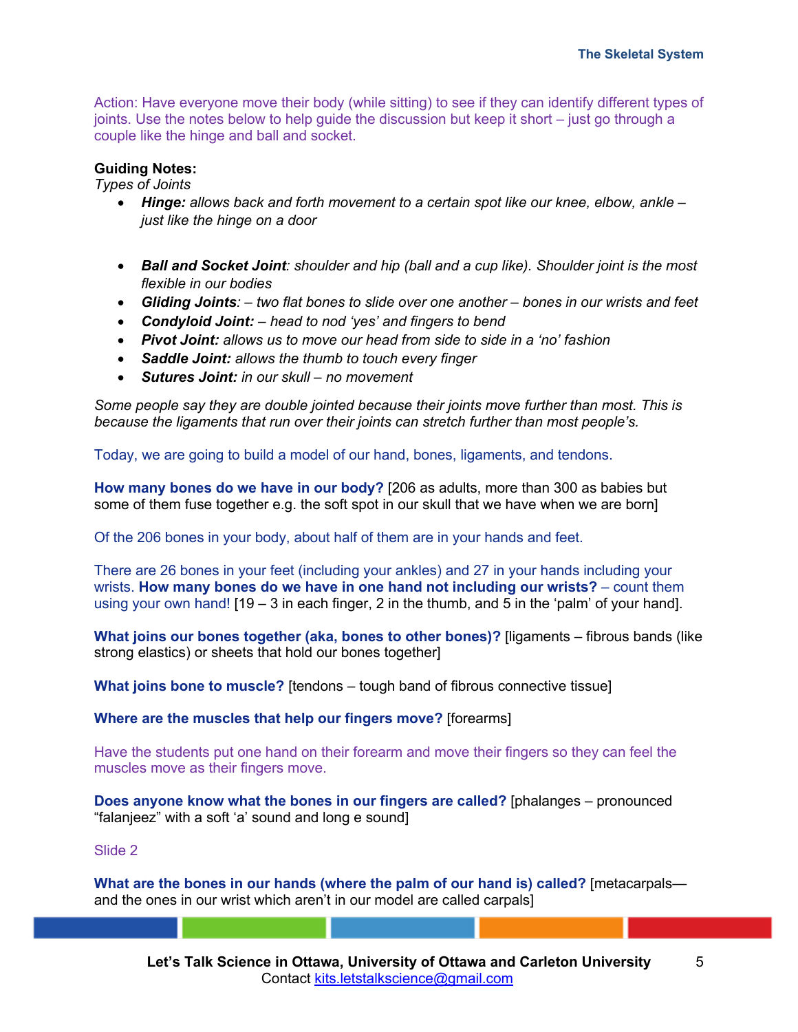Action: Have everyone move their body (while sitting) to see if they can identify different types of joints. Use the notes below to help guide the discussion but keep it short – just go through a couple like the hinge and ball and socket.

**Guiding Notes:**

*Types of Joints*

- ***Hinge:*** *allows back and forth movement to a certain spot like our knee, elbow, ankle – just like the hinge on a door*
- ***Ball and Socket Joint****: shoulder and hip (ball and a cup like). Shoulder joint is the most flexible in our bodies*
- ***Gliding Joints****: – two flat bones to slide over one another – bones in our wrists and feet*
- ***Condyloid Joint:*** *– head to nod 'yes' and fingers to bend*
- ***Pivot Joint:*** *allows us to move our head from side to side in a 'no' fashion*
- ***Saddle Joint:*** *allows the thumb to touch every finger*
- ***Sutures Joint:*** *in our skull – no movement*

*Some people say they are double jointed because their joints move further than most. This is because the ligaments that run over their joints can stretch further than most people's.*

Today, we are going to build a model of our hand, bones, ligaments, and tendons.

**How many bones do we have in our body?** [206 as adults, more than 300 as babies but some of them fuse together e.g. the soft spot in our skull that we have when we are born]

Of the 206 bones in your body, about half of them are in your hands and feet.

There are 26 bones in your feet (including your ankles) and 27 in your hands including your wrists. **How many bones do we have in one hand not including our wrists?** – count them using your own hand! [19 – 3 in each finger, 2 in the thumb, and 5 in the 'palm' of your hand].

**What joins our bones together (aka, bones to other bones)?** [ligaments – fibrous bands (like strong elastics) or sheets that hold our bones together]

**What joins bone to muscle?** [tendons – tough band of fibrous connective tissue]

**Where are the muscles that help our fingers move?** [forearms]

Have the students put one hand on their forearm and move their fingers so they can feel the muscles move as their fingers move.

**Does anyone know what the bones in our fingers are called?** [phalanges – pronounced "falanjeez" with a soft 'a' sound and long e sound]

Slide 2

**What are the bones in our hands (where the palm of our hand is) called?** [metacarpals—and the ones in our wrist which aren't in our model are called carpals]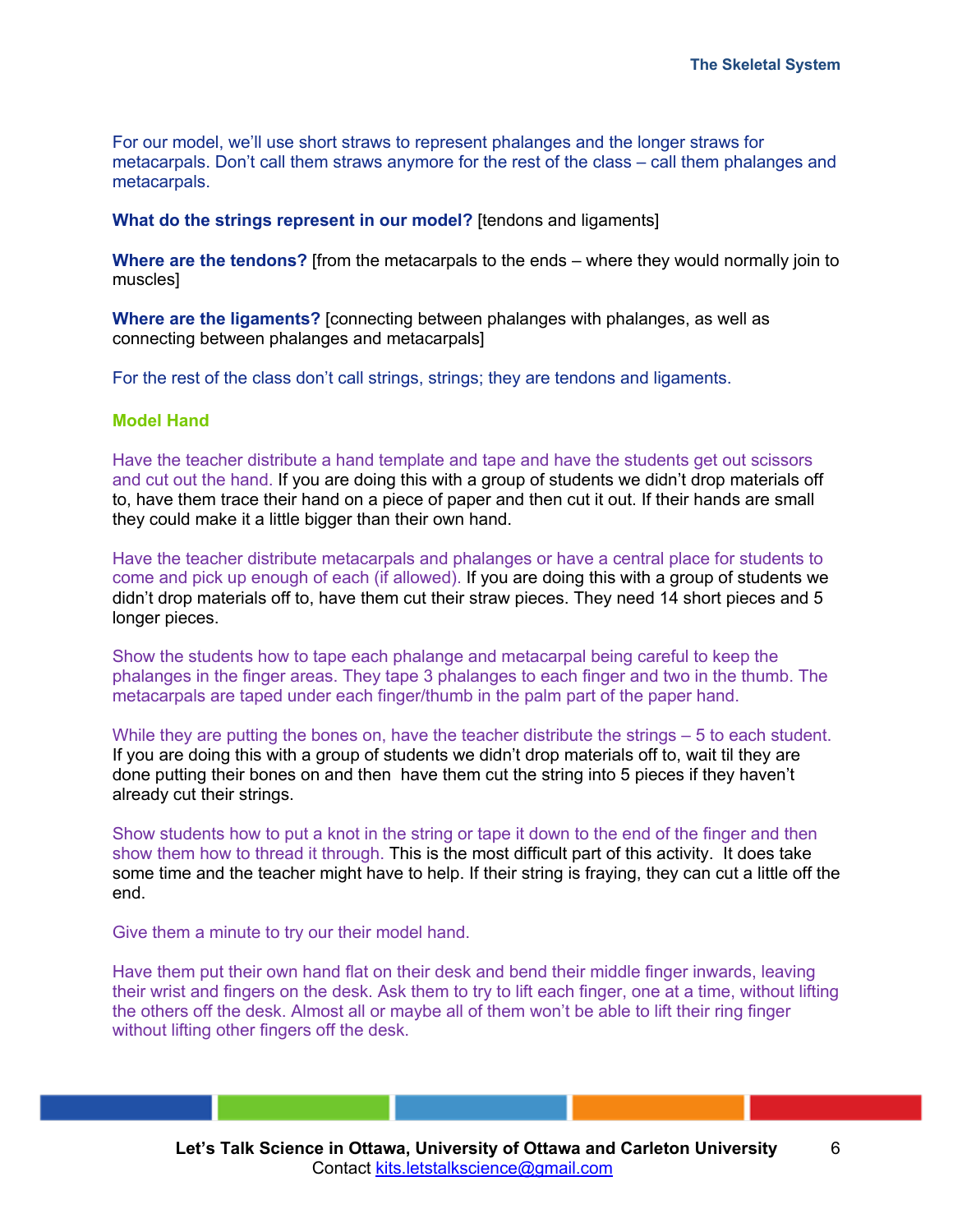For our model, we'll use short straws to represent phalanges and the longer straws for metacarpals. Don't call them straws anymore for the rest of the class – call them phalanges and metacarpals.

**What do the strings represent in our model?** [tendons and ligaments]

**Where are the tendons?** [from the metacarpals to the ends – where they would normally join to muscles]

**Where are the ligaments?** [connecting between phalanges with phalanges, as well as connecting between phalanges and metacarpals]

For the rest of the class don't call strings, strings; they are tendons and ligaments.

### Model Hand

Have the teacher distribute a hand template and tape and have the students get out scissors and cut out the hand. If you are doing this with a group of students we didn't drop materials off to, have them trace their hand on a piece of paper and then cut it out. If their hands are small they could make it a little bigger than their own hand.

Have the teacher distribute metacarpals and phalanges or have a central place for students to come and pick up enough of each (if allowed). If you are doing this with a group of students we didn't drop materials off to, have them cut their straw pieces. They need 14 short pieces and 5 longer pieces.

Show the students how to tape each phalange and metacarpal being careful to keep the phalanges in the finger areas. They tape 3 phalanges to each finger and two in the thumb. The metacarpals are taped under each finger/thumb in the palm part of the paper hand.

While they are putting the bones on, have the teacher distribute the strings – 5 to each student. If you are doing this with a group of students we didn't drop materials off to, wait til they are done putting their bones on and then have them cut the string into 5 pieces if they haven't already cut their strings.

Show students how to put a knot in the string or tape it down to the end of the finger and then show them how to thread it through. This is the most difficult part of this activity. It does take some time and the teacher might have to help. If their string is fraying, they can cut a little off the end.

Give them a minute to try our their model hand.

Have them put their own hand flat on their desk and bend their middle finger inwards, leaving their wrist and fingers on the desk. Ask them to try to lift each finger, one at a time, without lifting the others off the desk. Almost all or maybe all of them won't be able to lift their ring finger without lifting other fingers off the desk.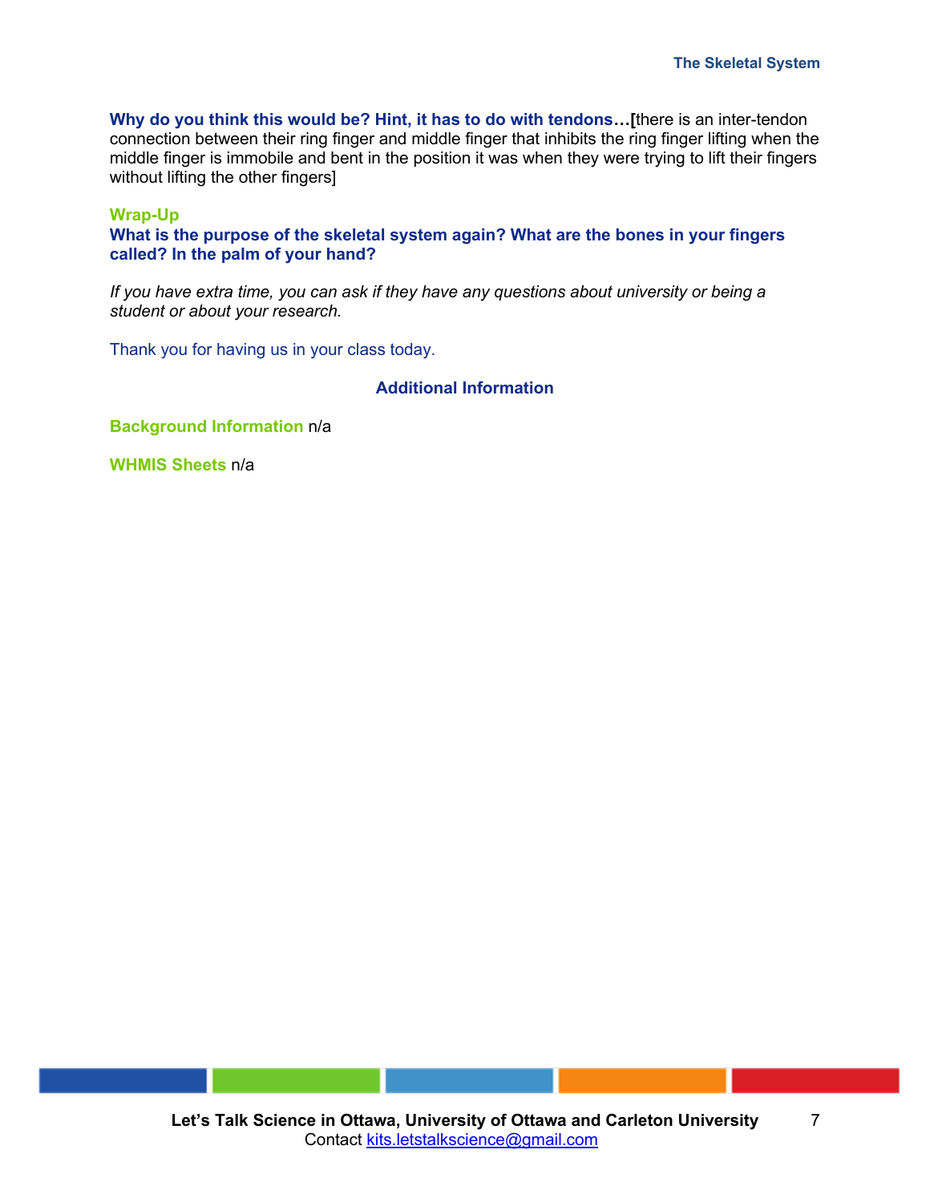**Why do you think this would be? Hint, it has to do with tendons…[**there is an inter-tendon connection between their ring finger and middle finger that inhibits the ring finger lifting when the middle finger is immobile and bent in the position it was when they were trying to lift their fingers without lifting the other fingers]

**Wrap-Up**

**What is the purpose of the skeletal system again? What are the bones in your fingers called? In the palm of your hand?**

*If you have extra time, you can ask if they have any questions about university or being a student or about your research.*

Thank you for having us in your class today.

## Additional Information

**Background Information** n/a

**WHMIS Sheets** n/a